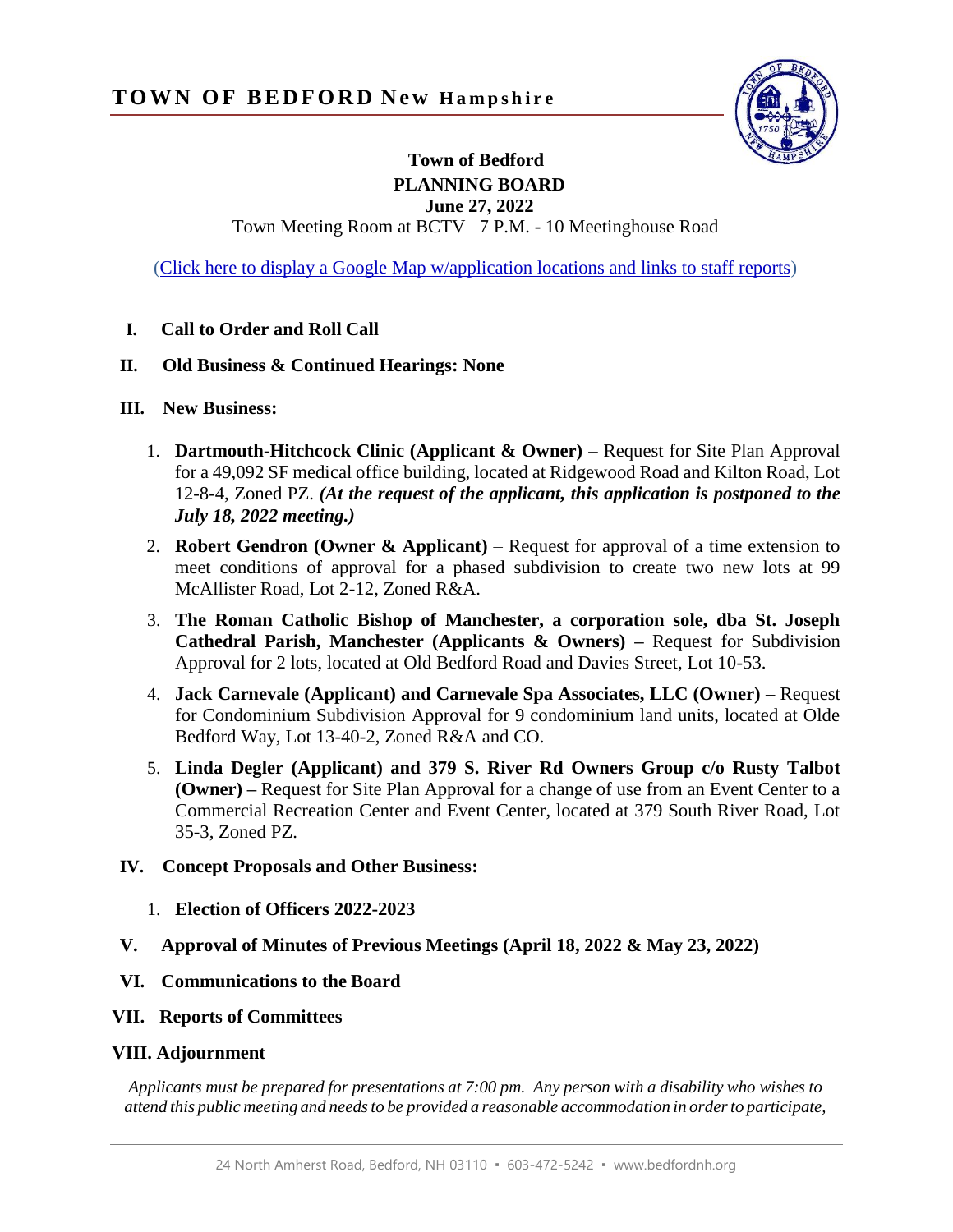# TOWN OF BEDFORD New Hampshire

**Town of Bedford**
**PLANNING BOARD**
**June 27, 2022**
Town Meeting Room at BCTV– 7 P.M. - 10 Meetinghouse Road

(Click here to display a Google Map w/application locations and links to staff reports)

**I. Call to Order and Roll Call**

**II. Old Business & Continued Hearings: None**

**III. New Business:**

1. **Dartmouth-Hitchcock Clinic (Applicant & Owner)** – Request for Site Plan Approval for a 49,092 SF medical office building, located at Ridgewood Road and Kilton Road, Lot 12-8-4, Zoned PZ. ***(At the request of the applicant, this application is postponed to the July 18, 2022 meeting.)***
2. **Robert Gendron (Owner & Applicant)** – Request for approval of a time extension to meet conditions of approval for a phased subdivision to create two new lots at 99 McAllister Road, Lot 2-12, Zoned R&A.
3. **The Roman Catholic Bishop of Manchester, a corporation sole, dba St. Joseph Cathedral Parish, Manchester (Applicants & Owners) –** Request for Subdivision Approval for 2 lots, located at Old Bedford Road and Davies Street, Lot 10-53.
4. **Jack Carnevale (Applicant) and Carnevale Spa Associates, LLC (Owner) –** Request for Condominium Subdivision Approval for 9 condominium land units, located at Olde Bedford Way, Lot 13-40-2, Zoned R&A and CO.
5. **Linda Degler (Applicant) and 379 S. River Rd Owners Group c/o Rusty Talbot (Owner) –** Request for Site Plan Approval for a change of use from an Event Center to a Commercial Recreation Center and Event Center, located at 379 South River Road, Lot 35-3, Zoned PZ.

**IV. Concept Proposals and Other Business:**

1. **Election of Officers 2022-2023**

**V. Approval of Minutes of Previous Meetings (April 18, 2022 & May 23, 2022)**

**VI. Communications to the Board**

**VII. Reports of Committees**

**VIII. Adjournment**

*Applicants must be prepared for presentations at 7:00 pm. Any person with a disability who wishes to attend this public meeting and needs to be provided a reasonable accommodation in order to participate,*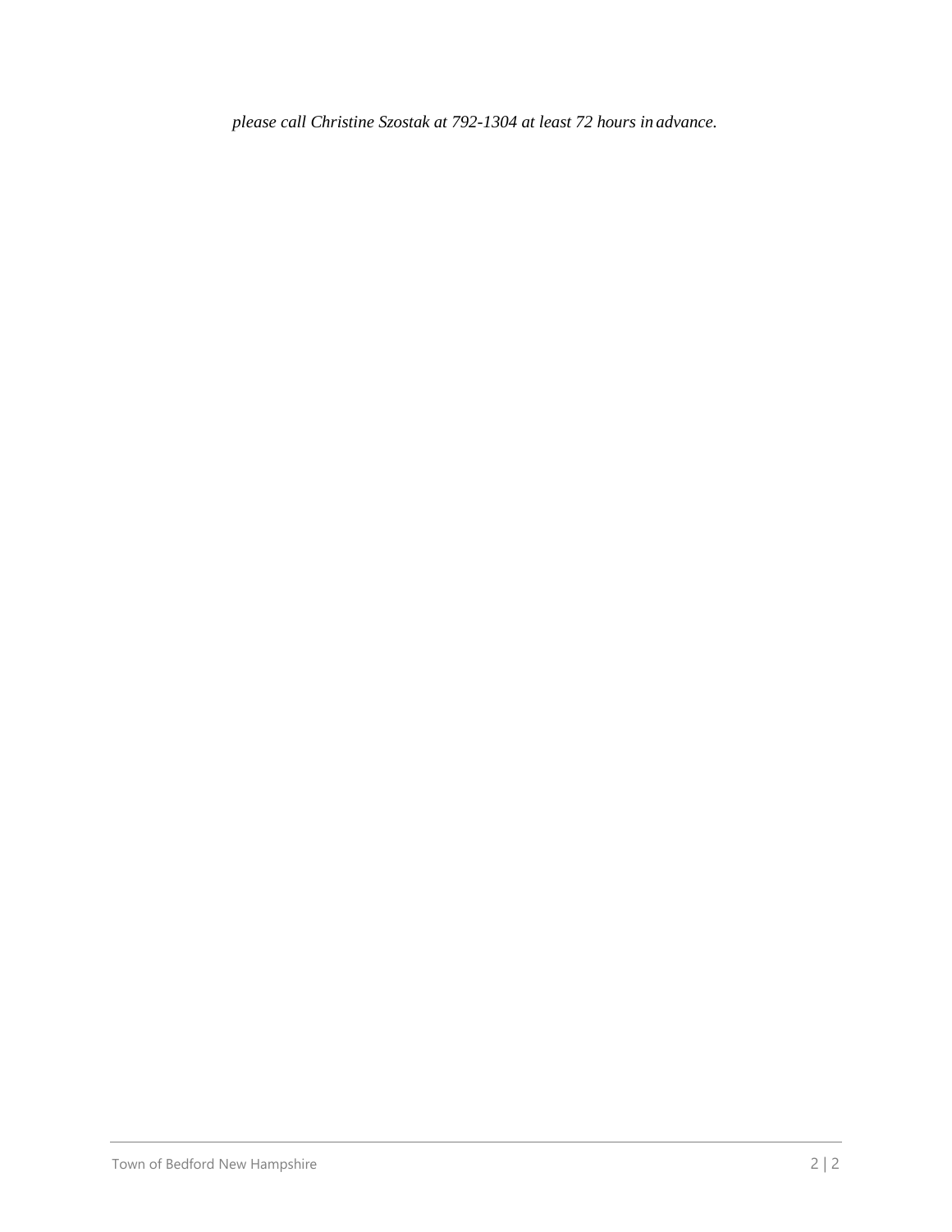*please call Christine Szostak at 792-1304 at least 72 hours in advance.*